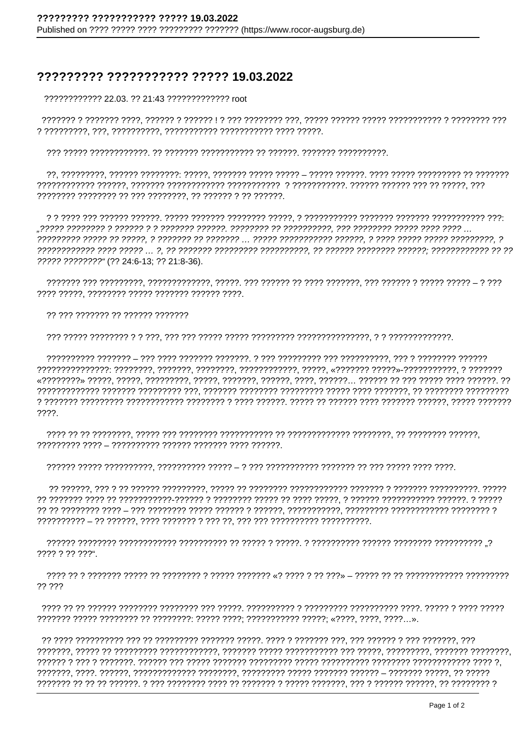# ????????? ?????????? ????? 19.03.2022

????????????? 22.03. ?? 21:43 ????????????? root

??????? ? ??????? ????, ?????? ? ?????? ! ? ??? ???????? ???, ????? ?????? ????? ??????????? ? ???????? ??? ? ?????????, ???, ??????????, ??????????? ??????????? ???? ?????.

??? ????? ????????????. ?? ??????? ??????????? ?? ??????. ??????? ??????????.

??, ?????????, ?????? ????????: ?????, ??????? ????? ????? – ????? ??????. ???? ????? ????????? ?? ??????? ???????????? ??????, ??????? ???????????? ??????????? ? ???????????. ?????? ?????? ??? ?? ?????, ??? ???????? ???????? ?? ??? ????????, ?? ?????? ? ?? ??????.

? ? ???? ??? ?????? ??????. ????? ??????? ???????? ?????, ? ??????????? ??????? ??????? ??????????? ???: *„????? ???????? ? ?????? ? ? ??????? ??????. ???????? ?? ??????????, ??? ???????? ????? ???? ???? … ????????? ????? ?? ?????, ? ??????? ?? ??????? … ????? ??????????? ??????, ? ???? ????? ????? ?????????, ? ???????????? ???? ????? … ?, ?? ??????? ????????? ??????????, ?? ?????? ???????? ??????; ???????????? ?? ?? ????? ????????“* (?? 24:6-13; ?? 21:8-36).

??????? ??? ?????????, ?????????????, ?????. ??? ?????? ?? ???? ???????, ??? ?????? ? ????? ????? – ? ??? ???? ?????, ???????? ????? ??????? ?????? ????.

?? ??? ??????? ?? ?????? ???????

??? ????? ???????? ? ? ???, ??? ??? ????? ????? ????????? ???????????????, ? ? ?????????????.

?????????? ??????? – ??? ???? ??????? ???????. ? ??? ????????? ??? ??????????, ??? ? ???????? ?????? ???????????????: ????????, ???????, ????????, ????????????, ?????, «??????? ?????»-???????????, ? ??????? «????????» ?????, ?????, ?????????, ?????, ???????, ??????, ????, ??????… ?????? ?? ??? ????? ???? ??????. ?? ????????????? ??????? ????????? ???, ??????? ???????? ????????? ????? ???? ???????, ?? ???????? ????????? ? ??????? ????????? ???????????? ???????? ? ???? ??????. ????? ?? ?????? ???? ??????? ??????, ????? ??????? ????.

???? ?? ?? ????????, ????? ??? ???????? ??????????? ?? ????????????? ????????, ?? ???????? ??????, ????????? ???? – ?????????? ?????? ??????? ???? ??????.

?????? ????? ??????????, ?????????? ????? – ? ??? ??????????? ??????? ?? ??? ????? ???? ????.

?? ??????, ??? ? ?? ?????? ?????????, ????? ?? ???????? ???????????? ??????? ? ??????? ??????????. ????? ?? ??????? ???? ?? ???????????-?????? ? ???????? ????? ?? ???? ?????, ? ?????? ??????????? ??????. ? ????? ?? ?? ???????? ???? – ??? ???????? ????? ?????? ? ??????, ???????????, ????????? ???????????? ???????? ? ?????????? – ?? ??????, ???? ??????? ? ??? ??, ??? ??? ?????????? ??????????.

?????? ???????? ???????????? ?????????? ?? ????? ? ?????. ? ?????????? ?????? ???????? ?????????? „? ???? ? ?? ???“.

???? ?? ? ??????? ????? ?? ???????? ? ????? ??????? «? ???? ? ?? ???» – ????? ?? ?? ??????????? ????????? ?? ???

???? ?? ?? ?????? ???????? ???????? ??? ?????. ?????????? ? ????????? ?????????? ????. ????? ? ???? ????? ??????? ????? ???????? ?? ????????: ????? ????; ??????????? ?????; «????, ????, ????…».

?? ???? ?????????? ??? ?? ????????? ??????? ?????. ???? ? ??????? ???, ??? ?????? ? ??? ???????, ??? ???????, ????? ?? ????????? ???????????, ??????? ????? ??????????? ??? ?????, ?????????, ??????? ????????, ?????? ? ??? ? ???????. ?????? ??? ????? ??????? ????????? ????? ?????????? ???????? ???????????? ???? ?, ???????, ????. ??????, ????????????? ????????, ????????? ????? ??????? ?????? – ??????? ?????, ?? ????? ??????? ?? ?? ?? ??????. ? ??? ???????? ???? ?? ??????? ? ????? ???????, ??? ? ?????? ??????, ?? ???????? ?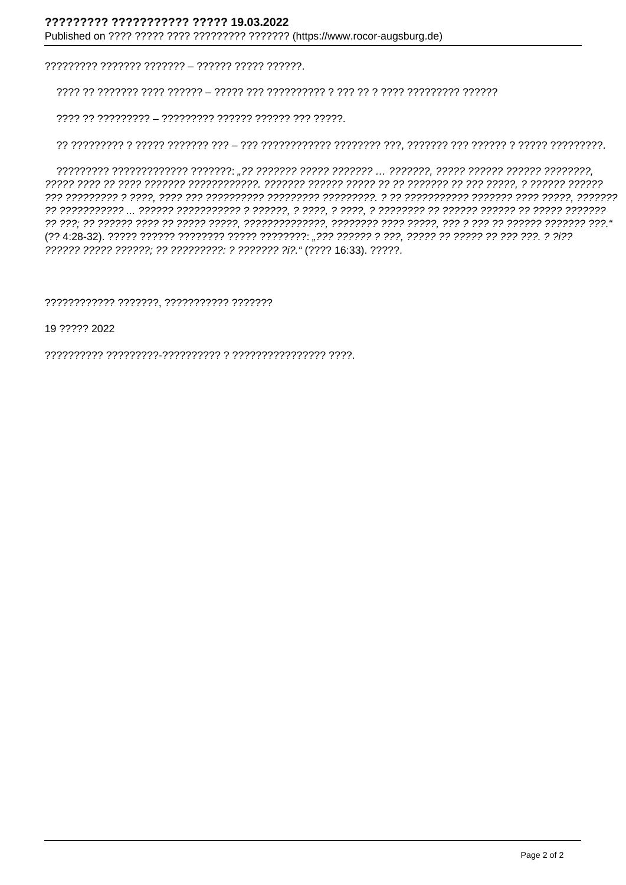????????? ??????? ??????? – ?????? ????? ??????.

???? ?? ??????? ???? ?????? – ????? ??? ?????????? ? ??? ?? ? ???? ????????? ??????

???? ?? ????????? – ????????? ?????? ?????? ??? ?????.

?? ????????? ? ????? ??????? ??? – ??? ???????????? ???????? ???, ??????? ??? ?????? ? ????? ?????????.

????????? ????????????? ???????: *„?? ??????? ????? ??????? … ???????, ????? ?????? ?????? ????????, ????? ???? ?? ???? ??????? ????????????. ??????? ?????? ????? ?? ?? ??????? ?? ??? ?????, ? ?????? ?????? ??? ????????? ? ????, ???? ??? ?????????? ????????? ?????????. ? ?? ??????????? ??????? ???? ?????, ??????? ?? ??????????? ... ?????? ??????????? ? ??????, ? ????, ? ????, ? ???????? ?? ?????? ?????? ?? ????? ??????? ?? ???; ?? ?????? ???? ?? ????? ?????, ??????????????, ???????? ???? ?????, ??? ? ??? ?? ?????? ??????? ???.“* (?? 4:28-32). ????? ?????? ???????? ????? ????????: *„??? ?????? ? ???, ????? ?? ????? ?? ??? ???. ? ?i?? ?????? ????? ??????; ?? ?????????: ? ??????? ?i?.“* (???? 16:33). ?????.

???????????? ???????, ??????????? ???????

19 ????? 2022

?????????? ?????????-?????????? ? ???????????????? ????.